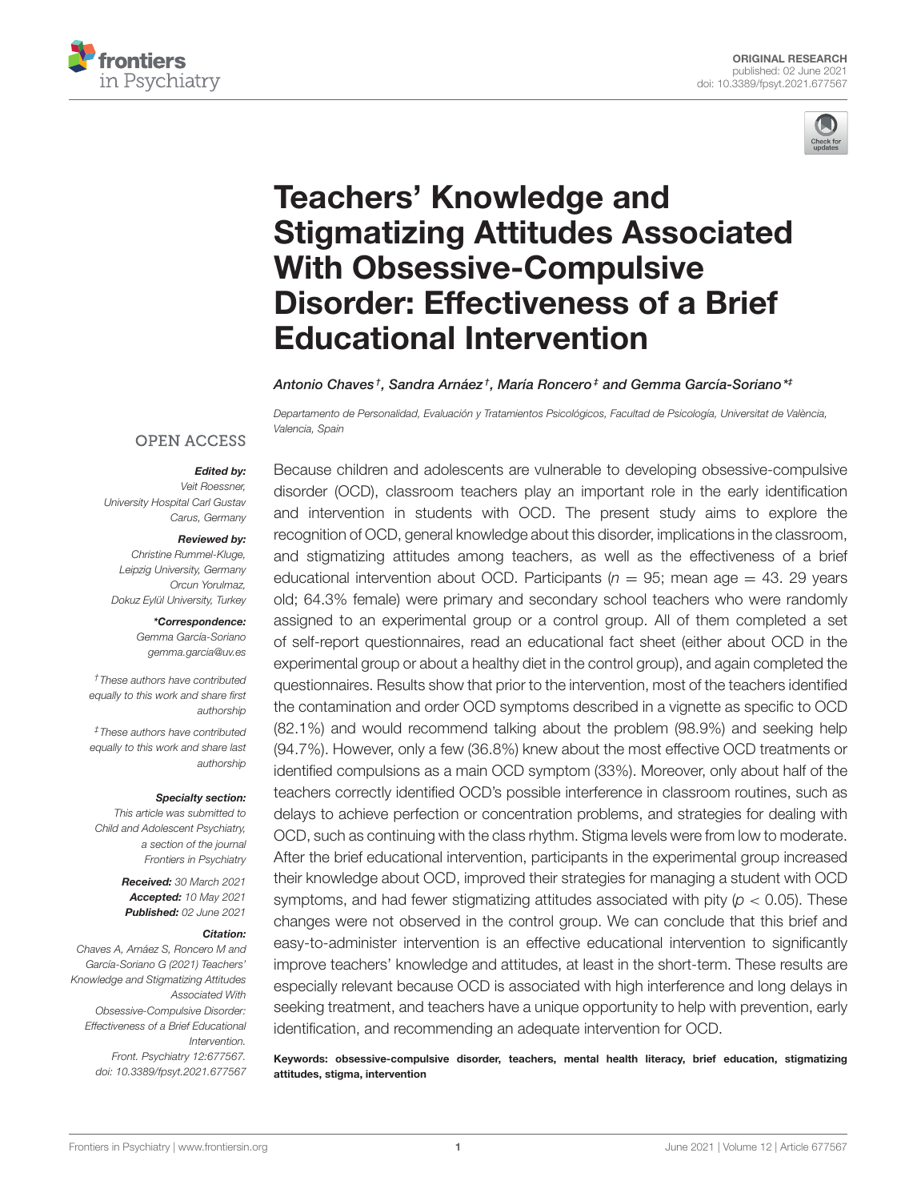ORIGINAL RESEARCH
published: 02 June 2021
doi: 10.3389/fpsyt.2021.677567

# Teachers' Knowledge and Stigmatizing Attitudes Associated With Obsessive-Compulsive Disorder: Effectiveness of a Brief Educational Intervention

*Antonio Chaves*[†]*, Sandra Arnáez*[†]*, María Roncero*[‡] *and Gemma García-Soriano*[*‡]

*Departamento de Personalidad, Evaluación y Tratamientos Psicológicos, Facultad de Psicología, Universitat de València, Valencia, Spain*

OPEN ACCESS

***Edited by:***
*Veit Roessner, University Hospital Carl Gustav Carus, Germany*

***Reviewed by:***
*Christine Rummel-Kluge, Leipzig University, Germany*
*Orcun Yorulmaz, Dokuz Eylül University, Turkey*

***Correspondence:**
*Gemma García-Soriano*
*gemma.garcia@uv.es*

[†]*These authors have contributed equally to this work and share first authorship*

[‡]*These authors have contributed equally to this work and share last authorship*

***Specialty section:***
*This article was submitted to Child and Adolescent Psychiatry, a section of the journal Frontiers in Psychiatry*

***Received:*** *30 March 2021*
***Accepted:*** *10 May 2021*
***Published:*** *02 June 2021*

***Citation:***
*Chaves A, Arnáez S, Roncero M and García-Soriano G (2021) Teachers' Knowledge and Stigmatizing Attitudes Associated With Obsessive-Compulsive Disorder: Effectiveness of a Brief Educational Intervention. Front. Psychiatry 12:677567. doi: 10.3389/fpsyt.2021.677567*

Because children and adolescents are vulnerable to developing obsessive-compulsive disorder (OCD), classroom teachers play an important role in the early identification and intervention in students with OCD. The present study aims to explore the recognition of OCD, general knowledge about this disorder, implications in the classroom, and stigmatizing attitudes among teachers, as well as the effectiveness of a brief educational intervention about OCD. Participants ($n$ = 95; mean age = 43. 29 years old; 64.3% female) were primary and secondary school teachers who were randomly assigned to an experimental group or a control group. All of them completed a set of self-report questionnaires, read an educational fact sheet (either about OCD in the experimental group or about a healthy diet in the control group), and again completed the questionnaires. Results show that prior to the intervention, most of the teachers identified the contamination and order OCD symptoms described in a vignette as specific to OCD (82.1%) and would recommend talking about the problem (98.9%) and seeking help (94.7%). However, only a few (36.8%) knew about the most effective OCD treatments or identified compulsions as a main OCD symptom (33%). Moreover, only about half of the teachers correctly identified OCD's possible interference in classroom routines, such as delays to achieve perfection or concentration problems, and strategies for dealing with OCD, such as continuing with the class rhythm. Stigma levels were from low to moderate. After the brief educational intervention, participants in the experimental group increased their knowledge about OCD, improved their strategies for managing a student with OCD symptoms, and had fewer stigmatizing attitudes associated with pity ($p < 0.05$). These changes were not observed in the control group. We can conclude that this brief and easy-to-administer intervention is an effective educational intervention to significantly improve teachers' knowledge and attitudes, at least in the short-term. These results are especially relevant because OCD is associated with high interference and long delays in seeking treatment, and teachers have a unique opportunity to help with prevention, early identification, and recommending an adequate intervention for OCD.

**Keywords: obsessive-compulsive disorder, teachers, mental health literacy, brief education, stigmatizing attitudes, stigma, intervention**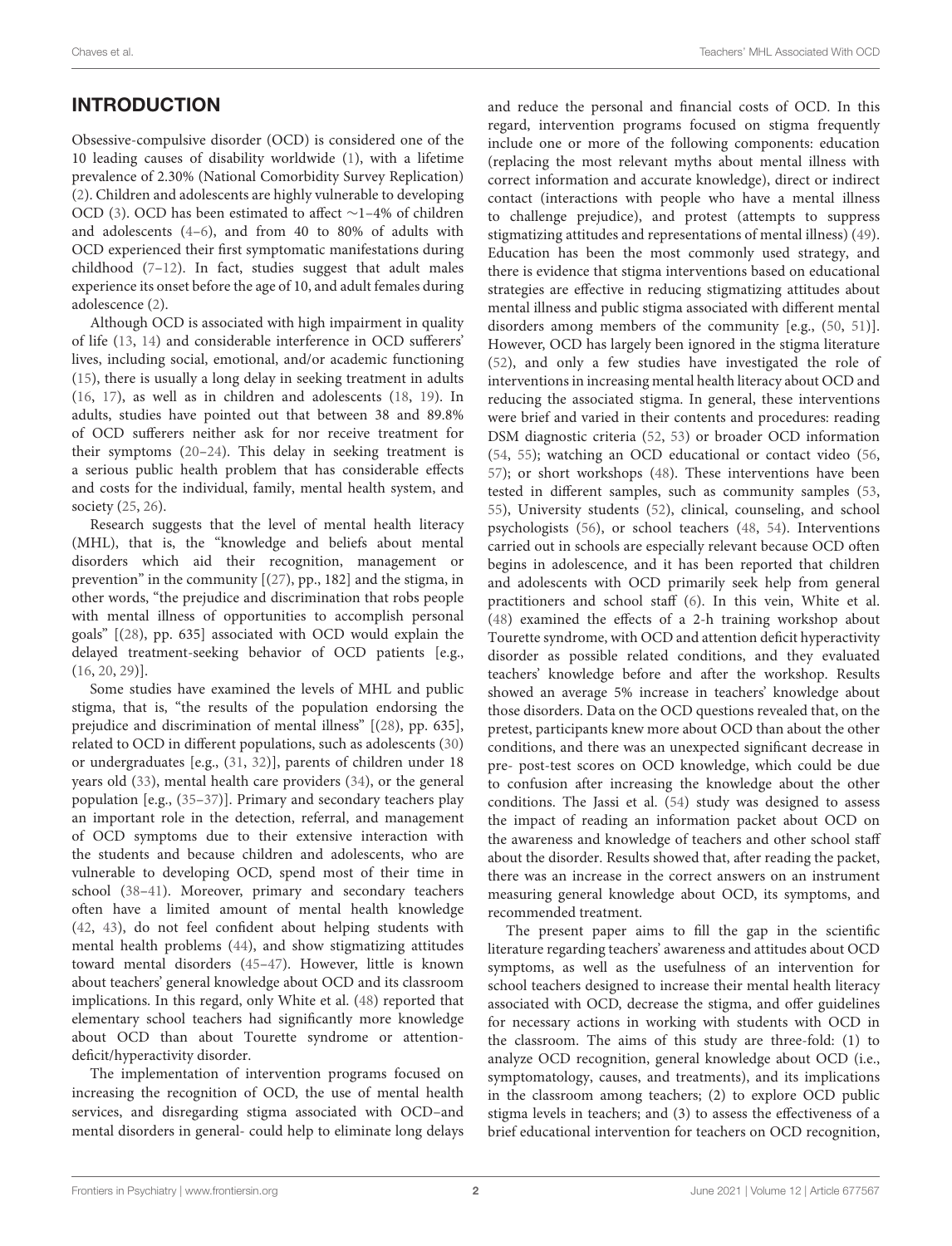## INTRODUCTION

Obsessive-compulsive disorder (OCD) is considered one of the 10 leading causes of disability worldwide (1), with a lifetime prevalence of 2.30% (National Comorbidity Survey Replication) (2). Children and adolescents are highly vulnerable to developing OCD (3). OCD has been estimated to affect ∼1–4% of children and adolescents (4–6), and from 40 to 80% of adults with OCD experienced their first symptomatic manifestations during childhood (7–12). In fact, studies suggest that adult males experience its onset before the age of 10, and adult females during adolescence (2).

Although OCD is associated with high impairment in quality of life (13, 14) and considerable interference in OCD sufferers' lives, including social, emotional, and/or academic functioning (15), there is usually a long delay in seeking treatment in adults (16, 17), as well as in children and adolescents (18, 19). In adults, studies have pointed out that between 38 and 89.8% of OCD sufferers neither ask for nor receive treatment for their symptoms (20–24). This delay in seeking treatment is a serious public health problem that has considerable effects and costs for the individual, family, mental health system, and society (25, 26).

Research suggests that the level of mental health literacy (MHL), that is, the "knowledge and beliefs about mental disorders which aid their recognition, management or prevention" in the community [(27), pp., 182] and the stigma, in other words, "the prejudice and discrimination that robs people with mental illness of opportunities to accomplish personal goals" [(28), pp. 635] associated with OCD would explain the delayed treatment-seeking behavior of OCD patients [e.g., (16, 20, 29)].

Some studies have examined the levels of MHL and public stigma, that is, "the results of the population endorsing the prejudice and discrimination of mental illness" [(28), pp. 635], related to OCD in different populations, such as adolescents (30) or undergraduates [e.g., (31, 32)], parents of children under 18 years old (33), mental health care providers (34), or the general population [e.g., (35–37)]. Primary and secondary teachers play an important role in the detection, referral, and management of OCD symptoms due to their extensive interaction with the students and because children and adolescents, who are vulnerable to developing OCD, spend most of their time in school (38–41). Moreover, primary and secondary teachers often have a limited amount of mental health knowledge (42, 43), do not feel confident about helping students with mental health problems (44), and show stigmatizing attitudes toward mental disorders (45–47). However, little is known about teachers' general knowledge about OCD and its classroom implications. In this regard, only White et al. (48) reported that elementary school teachers had significantly more knowledge about OCD than about Tourette syndrome or attention-deficit/hyperactivity disorder.

The implementation of intervention programs focused on increasing the recognition of OCD, the use of mental health services, and disregarding stigma associated with OCD–and mental disorders in general- could help to eliminate long delays and reduce the personal and financial costs of OCD. In this regard, intervention programs focused on stigma frequently include one or more of the following components: education (replacing the most relevant myths about mental illness with correct information and accurate knowledge), direct or indirect contact (interactions with people who have a mental illness to challenge prejudice), and protest (attempts to suppress stigmatizing attitudes and representations of mental illness) (49). Education has been the most commonly used strategy, and there is evidence that stigma interventions based on educational strategies are effective in reducing stigmatizing attitudes about mental illness and public stigma associated with different mental disorders among members of the community [e.g., (50, 51)]. However, OCD has largely been ignored in the stigma literature (52), and only a few studies have investigated the role of interventions in increasing mental health literacy about OCD and reducing the associated stigma. In general, these interventions were brief and varied in their contents and procedures: reading DSM diagnostic criteria (52, 53) or broader OCD information (54, 55); watching an OCD educational or contact video (56, 57); or short workshops (48). These interventions have been tested in different samples, such as community samples (53, 55), University students (52), clinical, counseling, and school psychologists (56), or school teachers (48, 54). Interventions carried out in schools are especially relevant because OCD often begins in adolescence, and it has been reported that children and adolescents with OCD primarily seek help from general practitioners and school staff (6). In this vein, White et al. (48) examined the effects of a 2-h training workshop about Tourette syndrome, with OCD and attention deficit hyperactivity disorder as possible related conditions, and they evaluated teachers' knowledge before and after the workshop. Results showed an average 5% increase in teachers' knowledge about those disorders. Data on the OCD questions revealed that, on the pretest, participants knew more about OCD than about the other conditions, and there was an unexpected significant decrease in pre- post-test scores on OCD knowledge, which could be due to confusion after increasing the knowledge about the other conditions. The Jassi et al. (54) study was designed to assess the impact of reading an information packet about OCD on the awareness and knowledge of teachers and other school staff about the disorder. Results showed that, after reading the packet, there was an increase in the correct answers on an instrument measuring general knowledge about OCD, its symptoms, and recommended treatment.

The present paper aims to fill the gap in the scientific literature regarding teachers' awareness and attitudes about OCD symptoms, as well as the usefulness of an intervention for school teachers designed to increase their mental health literacy associated with OCD, decrease the stigma, and offer guidelines for necessary actions in working with students with OCD in the classroom. The aims of this study are three-fold: (1) to analyze OCD recognition, general knowledge about OCD (i.e., symptomatology, causes, and treatments), and its implications in the classroom among teachers; (2) to explore OCD public stigma levels in teachers; and (3) to assess the effectiveness of a brief educational intervention for teachers on OCD recognition,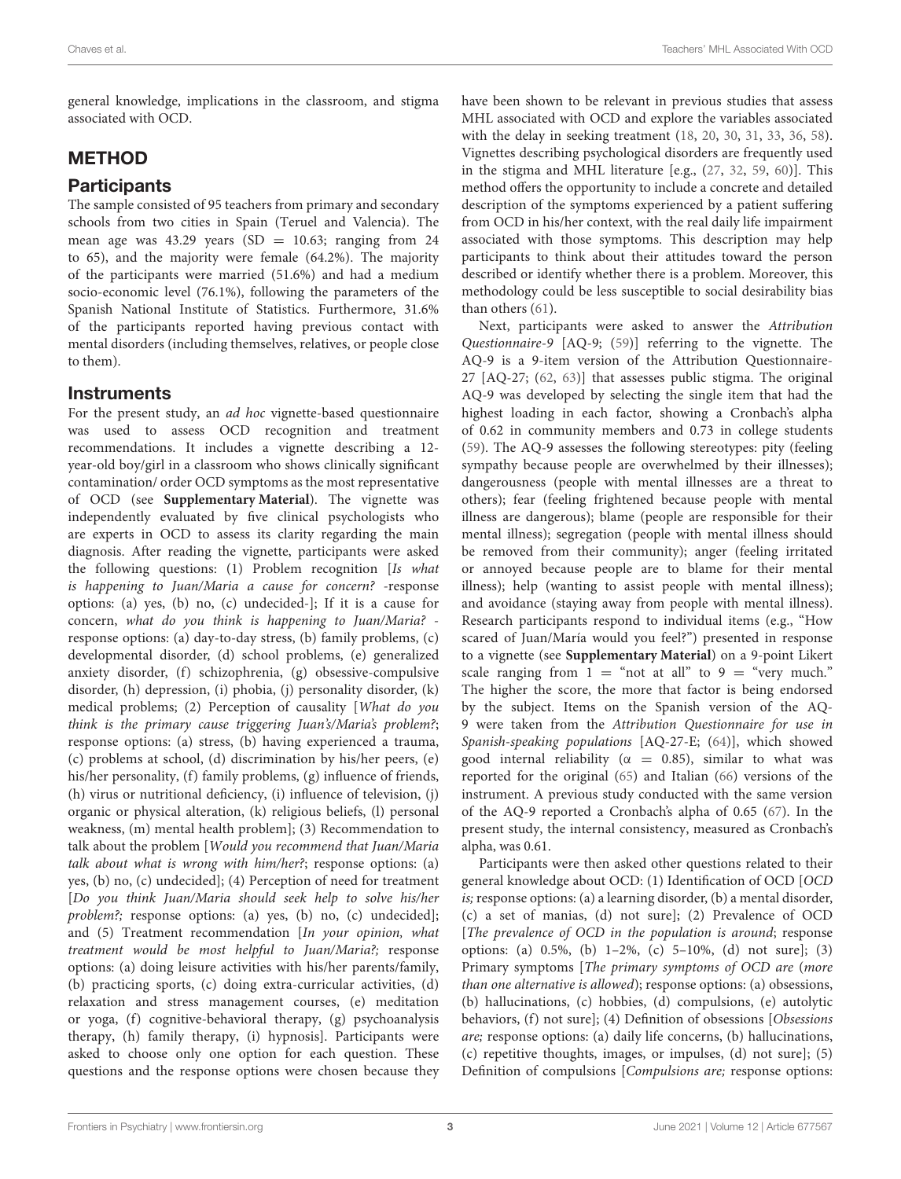general knowledge, implications in the classroom, and stigma associated with OCD.

## METHOD

### Participants

The sample consisted of 95 teachers from primary and secondary schools from two cities in Spain (Teruel and Valencia). The mean age was 43.29 years (SD = 10.63; ranging from 24 to 65), and the majority were female (64.2%). The majority of the participants were married (51.6%) and had a medium socio-economic level (76.1%), following the parameters of the Spanish National Institute of Statistics. Furthermore, 31.6% of the participants reported having previous contact with mental disorders (including themselves, relatives, or people close to them).

### Instruments

For the present study, an *ad hoc* vignette-based questionnaire was used to assess OCD recognition and treatment recommendations. It includes a vignette describing a 12-year-old boy/girl in a classroom who shows clinically significant contamination/ order OCD symptoms as the most representative of OCD (see **Supplementary Material**). The vignette was independently evaluated by five clinical psychologists who are experts in OCD to assess its clarity regarding the main diagnosis. After reading the vignette, participants were asked the following questions: (1) Problem recognition [*Is what is happening to Juan/Maria a cause for concern?* -response options: (a) yes, (b) no, (c) undecided-]; If it is a cause for concern, *what do you think is happening to Juan/Maria?* -response options: (a) day-to-day stress, (b) family problems, (c) developmental disorder, (d) school problems, (e) generalized anxiety disorder, (f) schizophrenia, (g) obsessive-compulsive disorder, (h) depression, (i) phobia, (j) personality disorder, (k) medical problems; (2) Perception of causality [*What do you think is the primary cause triggering Juan's/Maria's problem?*; response options: (a) stress, (b) having experienced a trauma, (c) problems at school, (d) discrimination by his/her peers, (e) his/her personality, (f) family problems, (g) influence of friends, (h) virus or nutritional deficiency, (i) influence of television, (j) organic or physical alteration, (k) religious beliefs, (l) personal weakness, (m) mental health problem]; (3) Recommendation to talk about the problem [*Would you recommend that Juan/Maria talk about what is wrong with him/her?*; response options: (a) yes, (b) no, (c) undecided]; (4) Perception of need for treatment [*Do you think Juan/Maria should seek help to solve his/her problem?;* response options: (a) yes, (b) no, (c) undecided]; and (5) Treatment recommendation [*In your opinion, what treatment would be most helpful to Juan/Maria?;* response options: (a) doing leisure activities with his/her parents/family, (b) practicing sports, (c) doing extra-curricular activities, (d) relaxation and stress management courses, (e) meditation or yoga, (f) cognitive-behavioral therapy, (g) psychoanalysis therapy, (h) family therapy, (i) hypnosis]. Participants were asked to choose only one option for each question. These questions and the response options were chosen because they have been shown to be relevant in previous studies that assess MHL associated with OCD and explore the variables associated with the delay in seeking treatment (18, 20, 30, 31, 33, 36, 58). Vignettes describing psychological disorders are frequently used in the stigma and MHL literature [e.g., (27, 32, 59, 60)]. This method offers the opportunity to include a concrete and detailed description of the symptoms experienced by a patient suffering from OCD in his/her context, with the real daily life impairment associated with those symptoms. This description may help participants to think about their attitudes toward the person described or identify whether there is a problem. Moreover, this methodology could be less susceptible to social desirability bias than others (61).

Next, participants were asked to answer the *Attribution Questionnaire-9* [AQ-9; (59)] referring to the vignette. The AQ-9 is a 9-item version of the Attribution Questionnaire-27 [AQ-27; (62, 63)] that assesses public stigma. The original AQ-9 was developed by selecting the single item that had the highest loading in each factor, showing a Cronbach's alpha of 0.62 in community members and 0.73 in college students (59). The AQ-9 assesses the following stereotypes: pity (feeling sympathy because people are overwhelmed by their illnesses); dangerousness (people with mental illnesses are a threat to others); fear (feeling frightened because people with mental illness are dangerous); blame (people are responsible for their mental illness); segregation (people with mental illness should be removed from their community); anger (feeling irritated or annoyed because people are to blame for their mental illness); help (wanting to assist people with mental illness); and avoidance (staying away from people with mental illness). Research participants respond to individual items (e.g., "How scared of Juan/María would you feel?") presented in response to a vignette (see **Supplementary Material**) on a 9-point Likert scale ranging from 1 = "not at all" to 9 = "very much." The higher the score, the more that factor is being endorsed by the subject. Items on the Spanish version of the AQ-9 were taken from the *Attribution Questionnaire for use in Spanish-speaking populations* [AQ-27-E; (64)], which showed good internal reliability ($\alpha = 0.85$), similar to what was reported for the original (65) and Italian (66) versions of the instrument. A previous study conducted with the same version of the AQ-9 reported a Cronbach's alpha of 0.65 (67). In the present study, the internal consistency, measured as Cronbach's alpha, was 0.61.

Participants were then asked other questions related to their general knowledge about OCD: (1) Identification of OCD [*OCD is;* response options: (a) a learning disorder, (b) a mental disorder, (c) a set of manias, (d) not sure]; (2) Prevalence of OCD [*The prevalence of OCD in the population is around*; response options: (a) 0.5%, (b) 1–2%, (c) 5–10%, (d) not sure]; (3) Primary symptoms [*The primary symptoms of OCD are* (*more than one alternative is allowed*); response options: (a) obsessions, (b) hallucinations, (c) hobbies, (d) compulsions, (e) autolytic behaviors, (f) not sure]; (4) Definition of obsessions [*Obsessions are;* response options: (a) daily life concerns, (b) hallucinations, (c) repetitive thoughts, images, or impulses, (d) not sure]; (5) Definition of compulsions [*Compulsions are;* response options: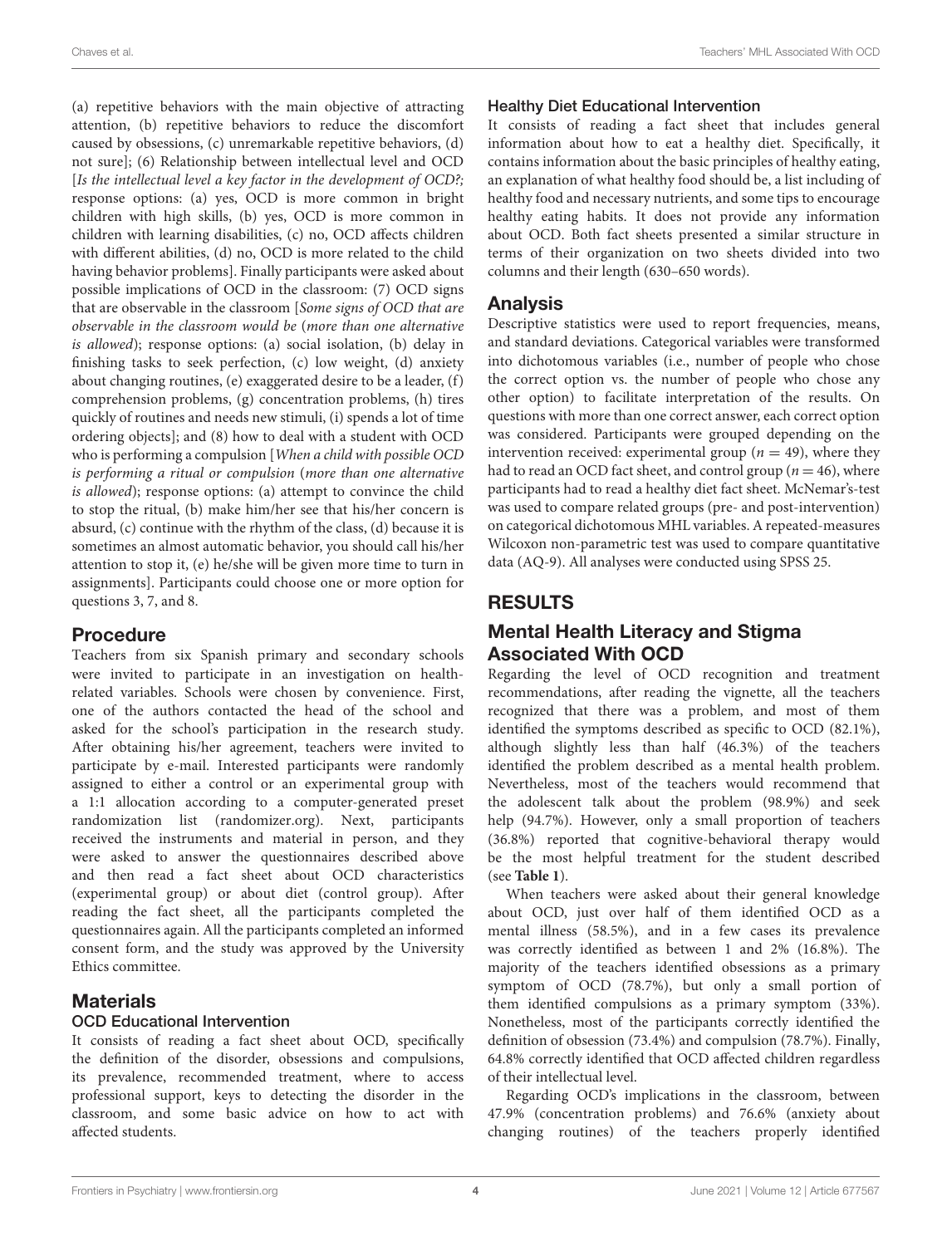(a) repetitive behaviors with the main objective of attracting attention, (b) repetitive behaviors to reduce the discomfort caused by obsessions, (c) unremarkable repetitive behaviors, (d) not sure]; (6) Relationship between intellectual level and OCD [*Is the intellectual level a key factor in the development of OCD?;* response options: (a) yes, OCD is more common in bright children with high skills, (b) yes, OCD is more common in children with learning disabilities, (c) no, OCD affects children with different abilities, (d) no, OCD is more related to the child having behavior problems]. Finally participants were asked about possible implications of OCD in the classroom: (7) OCD signs that are observable in the classroom [*Some signs of OCD that are observable in the classroom would be* (*more than one alternative is allowed*); response options: (a) social isolation, (b) delay in finishing tasks to seek perfection, (c) low weight, (d) anxiety about changing routines, (e) exaggerated desire to be a leader, (f) comprehension problems, (g) concentration problems, (h) tires quickly of routines and needs new stimuli, (i) spends a lot of time ordering objects]; and (8) how to deal with a student with OCD who is performing a compulsion [*When a child with possible OCD is performing a ritual or compulsion* (*more than one alternative is allowed*); response options: (a) attempt to convince the child to stop the ritual, (b) make him/her see that his/her concern is absurd, (c) continue with the rhythm of the class, (d) because it is sometimes an almost automatic behavior, you should call his/her attention to stop it, (e) he/she will be given more time to turn in assignments]. Participants could choose one or more option for questions 3, 7, and 8.

## Procedure

Teachers from six Spanish primary and secondary schools were invited to participate in an investigation on health-related variables. Schools were chosen by convenience. First, one of the authors contacted the head of the school and asked for the school's participation in the research study. After obtaining his/her agreement, teachers were invited to participate by e-mail. Interested participants were randomly assigned to either a control or an experimental group with a 1:1 allocation according to a computer-generated preset randomization list (randomizer.org). Next, participants received the instruments and material in person, and they were asked to answer the questionnaires described above and then read a fact sheet about OCD characteristics (experimental group) or about diet (control group). After reading the fact sheet, all the participants completed the questionnaires again. All the participants completed an informed consent form, and the study was approved by the University Ethics committee.

## Materials

### OCD Educational Intervention

It consists of reading a fact sheet about OCD, specifically the definition of the disorder, obsessions and compulsions, its prevalence, recommended treatment, where to access professional support, keys to detecting the disorder in the classroom, and some basic advice on how to act with affected students.

### Healthy Diet Educational Intervention

It consists of reading a fact sheet that includes general information about how to eat a healthy diet. Specifically, it contains information about the basic principles of healthy eating, an explanation of what healthy food should be, a list including of healthy food and necessary nutrients, and some tips to encourage healthy eating habits. It does not provide any information about OCD. Both fact sheets presented a similar structure in terms of their organization on two sheets divided into two columns and their length (630–650 words).

## Analysis

Descriptive statistics were used to report frequencies, means, and standard deviations. Categorical variables were transformed into dichotomous variables (i.e., number of people who chose the correct option vs. the number of people who chose any other option) to facilitate interpretation of the results. On questions with more than one correct answer, each correct option was considered. Participants were grouped depending on the intervention received: experimental group ($n = 49$), where they had to read an OCD fact sheet, and control group ($n = 46$), where participants had to read a healthy diet fact sheet. McNemar's-test was used to compare related groups (pre- and post-intervention) on categorical dichotomous MHL variables. A repeated-measures Wilcoxon non-parametric test was used to compare quantitative data (AQ-9). All analyses were conducted using SPSS 25.

# RESULTS

## Mental Health Literacy and Stigma Associated With OCD

Regarding the level of OCD recognition and treatment recommendations, after reading the vignette, all the teachers recognized that there was a problem, and most of them identified the symptoms described as specific to OCD (82.1%), although slightly less than half (46.3%) of the teachers identified the problem described as a mental health problem. Nevertheless, most of the teachers would recommend that the adolescent talk about the problem (98.9%) and seek help (94.7%). However, only a small proportion of teachers (36.8%) reported that cognitive-behavioral therapy would be the most helpful treatment for the student described (see **Table 1**).

When teachers were asked about their general knowledge about OCD, just over half of them identified OCD as a mental illness (58.5%), and in a few cases its prevalence was correctly identified as between 1 and 2% (16.8%). The majority of the teachers identified obsessions as a primary symptom of OCD (78.7%), but only a small portion of them identified compulsions as a primary symptom (33%). Nonetheless, most of the participants correctly identified the definition of obsession (73.4%) and compulsion (78.7%). Finally, 64.8% correctly identified that OCD affected children regardless of their intellectual level.

Regarding OCD's implications in the classroom, between 47.9% (concentration problems) and 76.6% (anxiety about changing routines) of the teachers properly identified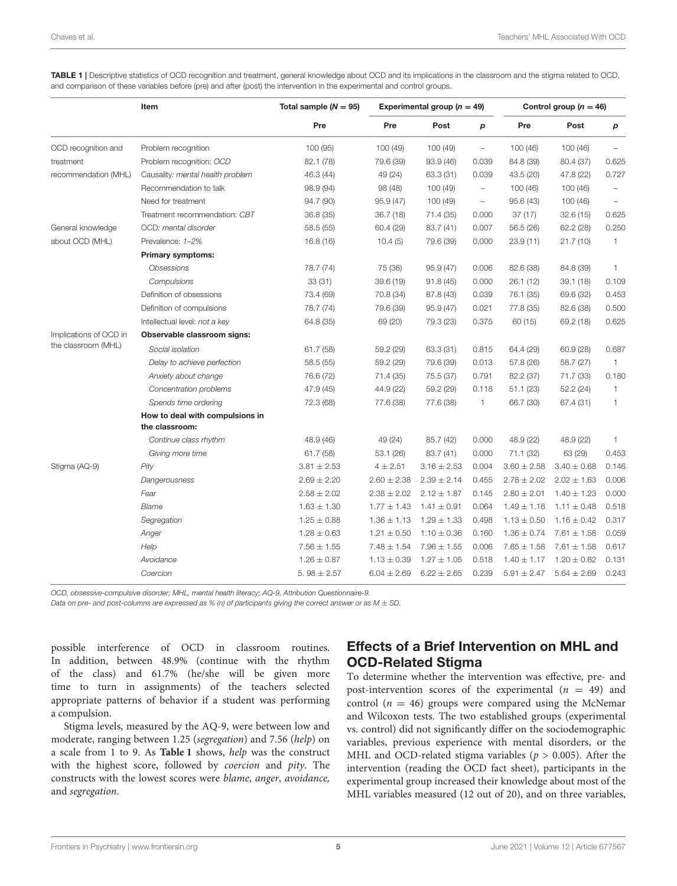**TABLE 1** | Descriptive statistics of OCD recognition and treatment, general knowledge about OCD and its implications in the classroom and the stigma related to OCD, and comparison of these variables before (pre) and after (post) the intervention in the experimental and control groups.

| | Item | Total sample ($N = 95$) | Experimental group ($n = 49$) | | | Control group ($n = 46$) | | |
|---|---|---|---|---|---|---|---|---|
| | | Pre | Pre | Post | *p* | Pre | Post | *p* |
| OCD recognition and treatment recommendation (MHL) | Problem recognition | 100 (95) | 100 (49) | 100 (49) | – | 100 (46) | 100 (46) | – |
| | Problem recognition: *OCD* | 82.1 (78) | 79.6 (39) | 93.9 (46) | 0.039 | 84.8 (39) | 80.4 (37) | 0.625 |
| | Causality: *mental health problem* | 46.3 (44) | 49 (24) | 63.3 (31) | 0.039 | 43.5 (20) | 47.8 (22) | 0.727 |
| | Recommendation to talk | 98.9 (94) | 98 (48) | 100 (49) | – | 100 (46) | 100 (46) | – |
| | Need for treatment | 94.7 (90) | 95.9 (47) | 100 (49) | – | 95.6 (43) | 100 (46) | – |
| | Treatment recommendation: *CBT* | 36.8 (35) | 36.7 (18) | 71.4 (35) | 0.000 | 37 (17) | 32.6 (15) | 0.625 |
| General knowledge about OCD (MHL) | OCD: *mental disorder* | 58.5 (55) | 60.4 (29) | 83.7 (41) | 0.007 | 56.5 (26) | 62.2 (28) | 0.250 |
| | Prevalence: *1–2%* | 16.8 (16) | 10.4 (5) | 79.6 (39) | 0.000 | 23.9 (11) | 21.7 (10) | 1 |
| | **Primary symptoms:** | | | | | | | |
| | *Obsessions* | 78.7 (74) | 75 (36) | 95.9 (47) | 0.006 | 82.6 (38) | 84.8 (39) | 1 |
| | *Compulsions* | 33 (31) | 39.6 (19) | 91.8 (45) | 0.000 | 26.1 (12) | 39.1 (18) | 0.109 |
| | Definition of obsessions | 73.4 (69) | 70.8 (34) | 87.8 (43) | 0.039 | 76.1 (35) | 69.6 (32) | 0.453 |
| | Definition of compulsions | 78.7 (74) | 79.6 (39) | 95.9 (47) | 0.021 | 77.8 (35) | 82.6 (38) | 0.500 |
| | Intellectual level: *not a key* | 64.8 (35) | 69 (20) | 79.3 (23) | 0.375 | 60 (15) | 69.2 (18) | 0.625 |
| Implications of OCD in the classroom (MHL) | **Observable classroom signs:** | | | | | | | |
| | *Social isolation* | 61.7 (58) | 59.2 (29) | 63.3 (31) | 0.815 | 64.4 (29) | 60.9 (28) | 0.687 |
| | *Delay to achieve perfection* | 58.5 (55) | 59.2 (29) | 79.6 (39) | 0.013 | 57.8 (26) | 58.7 (27) | 1 |
| | *Anxiety about change* | 76.6 (72) | 71.4 (35) | 75.5 (37) | 0.791 | 82.2 (37) | 71.7 (33) | 0.180 |
| | *Concentration problems* | 47.9 (45) | 44.9 (22) | 59.2 (29) | 0.118 | 51.1 (23) | 52.2 (24) | 1 |
| | *Spends time ordering* | 72.3 (68) | 77.6 (38) | 77.6 (38) | 1 | 66.7 (30) | 67.4 (31) | 1 |
| | **How to deal with compulsions in the classroom:** | | | | | | | |
| | *Continue class rhythm* | 48.9 (46) | 49 (24) | 85.7 (42) | 0.000 | 48.9 (22) | 48.9 (22) | 1 |
| | *Giving more time* | 61.7 (58) | 53.1 (26) | 83.7 (41) | 0.000 | 71.1 (32) | 63 (29) | 0.453 |
| Stigma (AQ-9) | *Pity* | 3.81 ± 2.53 | 4 ± 2.51 | 3.16 ± 2.53 | 0.004 | 3.60 ± 2.58 | 3.40 ± 0.68 | 0.146 |
| | *Dangerousness* | 2.69 ± 2.20 | 2.60 ± 2.38 | 2.39 ± 2.14 | 0.455 | 2.78 ± 2.02 | 2.02 ± 1.63 | 0.006 |
| | *Fear* | 2.58 ± 2.02 | 2.38 ± 2.02 | 2.12 ± 1.87 | 0.145 | 2.80 ± 2.01 | 1.40 ± 1.23 | 0.000 |
| | *Blame* | 1.63 ± 1.30 | 1.77 ± 1.43 | 1.41 ± 0.91 | 0.064 | 1.49 ± 1.16 | 1.11 ± 0.48 | 0.518 |
| | *Segregation* | 1.25 ± 0.88 | 1.36 ± 1.13 | 1.29 ± 1.33 | 0.498 | 1.13 ± 0.50 | 1.16 ± 0.42 | 0.317 |
| | *Anger* | 1.28 ± 0.63 | 1.21 ± 0.50 | 1.10 ± 0.36 | 0.160 | 1.36 ± 0.74 | 7.61 ± 1.58 | 0.059 |
| | *Help* | 7.56 ± 1.55 | 7.48 ± 1.54 | 7.96 ± 1.55 | 0.006 | 7.65 ± 1.58 | 7.61 ± 1.58 | 0.617 |
| | *Avoidance* | 1.26 ± 0.87 | 1.13 ± 0.39 | 1.27 ± 1.05 | 0.518 | 1.40 ± 1.17 | 1.20 ± 0.62 | 0.131 |
| | *Coercion* | 5. 98 ± 2.57 | 6.04 ± 2.69 | 6.22 ± 2.65 | 0.239 | 5.91 ± 2.47 | 5.64 ± 2.69 | 0.243 |

*OCD, obsessive-compulsive disorder; MHL, mental health literacy; AQ-9, Attribution Questionnaire-9.*
*Data on pre- and post-columns are expressed as % (n) of participants giving the correct answer or as M ± SD.*

possible interference of OCD in classroom routines. In addition, between 48.9% (continue with the rhythm of the class) and 61.7% (he/she will be given more time to turn in assignments) of the teachers selected appropriate patterns of behavior if a student was performing a compulsion.

Stigma levels, measured by the AQ-9, were between low and moderate, ranging between 1.25 (*segregation*) and 7.56 (*help*) on a scale from 1 to 9. As **Table 1** shows, *help* was the construct with the highest score, followed by *coercion* and *pity*. The constructs with the lowest scores were *blame*, *anger*, *avoidance,* and *segregation*.

## Effects of a Brief Intervention on MHL and OCD-Related Stigma

To determine whether the intervention was effective, pre- and post-intervention scores of the experimental ($n = 49$) and control ($n = 46$) groups were compared using the McNemar and Wilcoxon tests. The two established groups (experimental vs. control) did not significantly differ on the sociodemographic variables, previous experience with mental disorders, or the MHL and OCD-related stigma variables ($p > 0.005$). After the intervention (reading the OCD fact sheet), participants in the experimental group increased their knowledge about most of the MHL variables measured (12 out of 20), and on three variables,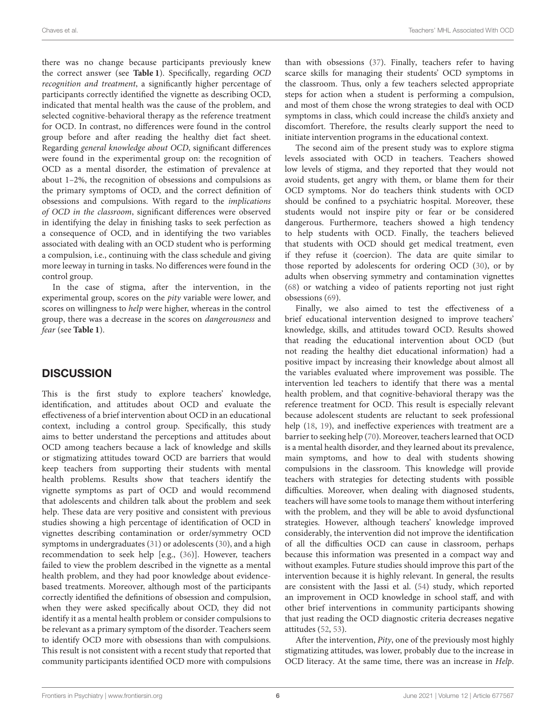there was no change because participants previously knew the correct answer (see **Table 1**). Specifically, regarding *OCD recognition and treatment*, a significantly higher percentage of participants correctly identified the vignette as describing OCD, indicated that mental health was the cause of the problem, and selected cognitive-behavioral therapy as the reference treatment for OCD. In contrast, no differences were found in the control group before and after reading the healthy diet fact sheet. Regarding *general knowledge about OCD*, significant differences were found in the experimental group on: the recognition of OCD as a mental disorder, the estimation of prevalence at about 1–2%, the recognition of obsessions and compulsions as the primary symptoms of OCD, and the correct definition of obsessions and compulsions. With regard to the *implications of OCD in the classroom*, significant differences were observed in identifying the delay in finishing tasks to seek perfection as a consequence of OCD, and in identifying the two variables associated with dealing with an OCD student who is performing a compulsion, i.e., continuing with the class schedule and giving more leeway in turning in tasks. No differences were found in the control group.

In the case of stigma, after the intervention, in the experimental group, scores on the *pity* variable were lower, and scores on willingness to *help* were higher, whereas in the control group, there was a decrease in the scores on *dangerousness* and *fear* (see **Table 1**).

## DISCUSSION

This is the first study to explore teachers' knowledge, identification, and attitudes about OCD and evaluate the effectiveness of a brief intervention about OCD in an educational context, including a control group. Specifically, this study aims to better understand the perceptions and attitudes about OCD among teachers because a lack of knowledge and skills or stigmatizing attitudes toward OCD are barriers that would keep teachers from supporting their students with mental health problems. Results show that teachers identify the vignette symptoms as part of OCD and would recommend that adolescents and children talk about the problem and seek help. These data are very positive and consistent with previous studies showing a high percentage of identification of OCD in vignettes describing contamination or order/symmetry OCD symptoms in undergraduates (31) or adolescents (30), and a high recommendation to seek help [e.g., (36)]. However, teachers failed to view the problem described in the vignette as a mental health problem, and they had poor knowledge about evidence-based treatments. Moreover, although most of the participants correctly identified the definitions of obsession and compulsion, when they were asked specifically about OCD, they did not identify it as a mental health problem or consider compulsions to be relevant as a primary symptom of the disorder. Teachers seem to identify OCD more with obsessions than with compulsions. This result is not consistent with a recent study that reported that community participants identified OCD more with compulsions than with obsessions (37). Finally, teachers refer to having scarce skills for managing their students' OCD symptoms in the classroom. Thus, only a few teachers selected appropriate steps for action when a student is performing a compulsion, and most of them chose the wrong strategies to deal with OCD symptoms in class, which could increase the child's anxiety and discomfort. Therefore, the results clearly support the need to initiate intervention programs in the educational context.

The second aim of the present study was to explore stigma levels associated with OCD in teachers. Teachers showed low levels of stigma, and they reported that they would not avoid students, get angry with them, or blame them for their OCD symptoms. Nor do teachers think students with OCD should be confined to a psychiatric hospital. Moreover, these students would not inspire pity or fear or be considered dangerous. Furthermore, teachers showed a high tendency to help students with OCD. Finally, the teachers believed that students with OCD should get medical treatment, even if they refuse it (coercion). The data are quite similar to those reported by adolescents for ordering OCD (30), or by adults when observing symmetry and contamination vignettes (68) or watching a video of patients reporting not just right obsessions (69).

Finally, we also aimed to test the effectiveness of a brief educational intervention designed to improve teachers' knowledge, skills, and attitudes toward OCD. Results showed that reading the educational intervention about OCD (but not reading the healthy diet educational information) had a positive impact by increasing their knowledge about almost all the variables evaluated where improvement was possible. The intervention led teachers to identify that there was a mental health problem, and that cognitive-behavioral therapy was the reference treatment for OCD. This result is especially relevant because adolescent students are reluctant to seek professional help (18, 19), and ineffective experiences with treatment are a barrier to seeking help (70). Moreover, teachers learned that OCD is a mental health disorder, and they learned about its prevalence, main symptoms, and how to deal with students showing compulsions in the classroom. This knowledge will provide teachers with strategies for detecting students with possible difficulties. Moreover, when dealing with diagnosed students, teachers will have some tools to manage them without interfering with the problem, and they will be able to avoid dysfunctional strategies. However, although teachers' knowledge improved considerably, the intervention did not improve the identification of all the difficulties OCD can cause in classroom, perhaps because this information was presented in a compact way and without examples. Future studies should improve this part of the intervention because it is highly relevant. In general, the results are consistent with the Jassi et al. (54) study, which reported an improvement in OCD knowledge in school staff, and with other brief interventions in community participants showing that just reading the OCD diagnostic criteria decreases negative attitudes (52, 53).

After the intervention, *Pity*, one of the previously most highly stigmatizing attitudes, was lower, probably due to the increase in OCD literacy. At the same time, there was an increase in *Help*.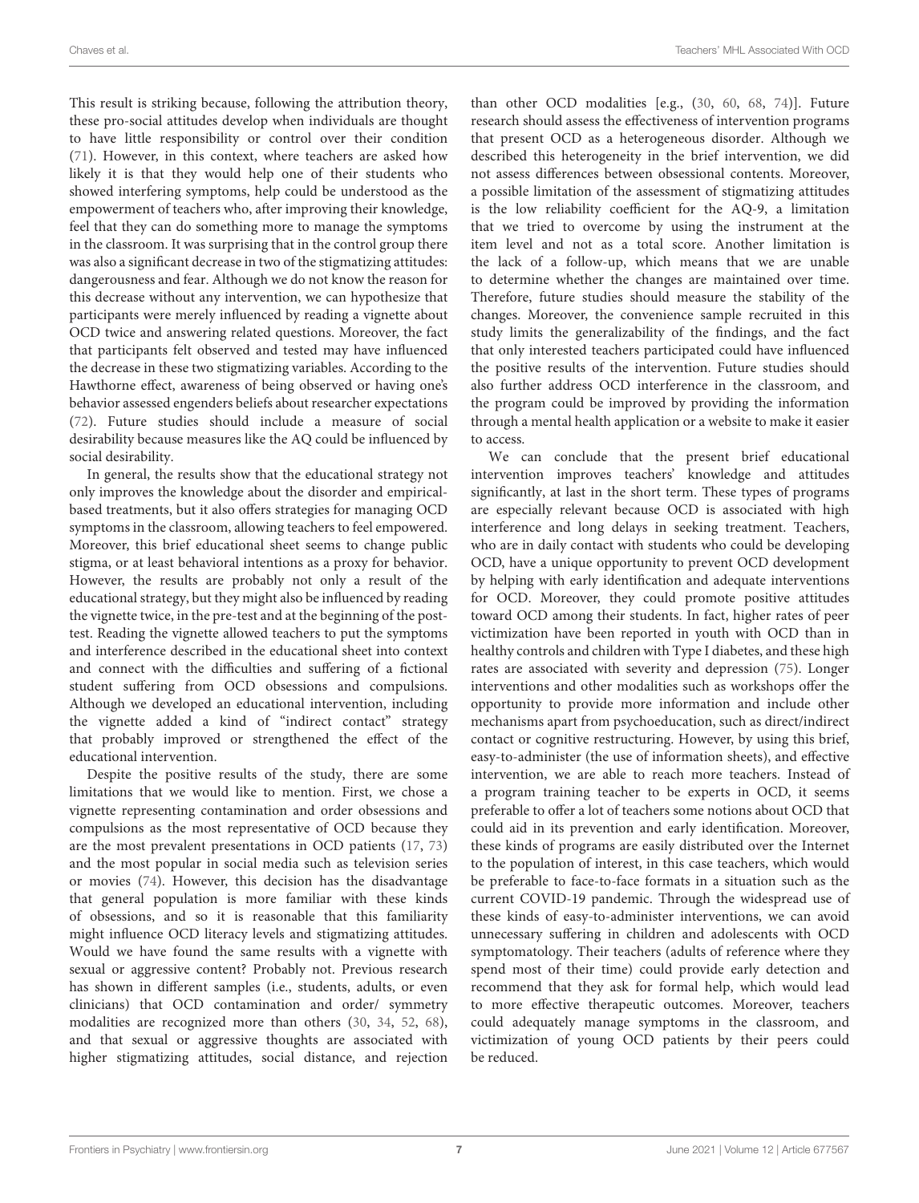This result is striking because, following the attribution theory, these pro-social attitudes develop when individuals are thought to have little responsibility or control over their condition (71). However, in this context, where teachers are asked how likely it is that they would help one of their students who showed interfering symptoms, help could be understood as the empowerment of teachers who, after improving their knowledge, feel that they can do something more to manage the symptoms in the classroom. It was surprising that in the control group there was also a significant decrease in two of the stigmatizing attitudes: dangerousness and fear. Although we do not know the reason for this decrease without any intervention, we can hypothesize that participants were merely influenced by reading a vignette about OCD twice and answering related questions. Moreover, the fact that participants felt observed and tested may have influenced the decrease in these two stigmatizing variables. According to the Hawthorne effect, awareness of being observed or having one's behavior assessed engenders beliefs about researcher expectations (72). Future studies should include a measure of social desirability because measures like the AQ could be influenced by social desirability.

In general, the results show that the educational strategy not only improves the knowledge about the disorder and empirical-based treatments, but it also offers strategies for managing OCD symptoms in the classroom, allowing teachers to feel empowered. Moreover, this brief educational sheet seems to change public stigma, or at least behavioral intentions as a proxy for behavior. However, the results are probably not only a result of the educational strategy, but they might also be influenced by reading the vignette twice, in the pre-test and at the beginning of the post-test. Reading the vignette allowed teachers to put the symptoms and interference described in the educational sheet into context and connect with the difficulties and suffering of a fictional student suffering from OCD obsessions and compulsions. Although we developed an educational intervention, including the vignette added a kind of "indirect contact" strategy that probably improved or strengthened the effect of the educational intervention.

Despite the positive results of the study, there are some limitations that we would like to mention. First, we chose a vignette representing contamination and order obsessions and compulsions as the most representative of OCD because they are the most prevalent presentations in OCD patients (17, 73) and the most popular in social media such as television series or movies (74). However, this decision has the disadvantage that general population is more familiar with these kinds of obsessions, and so it is reasonable that this familiarity might influence OCD literacy levels and stigmatizing attitudes. Would we have found the same results with a vignette with sexual or aggressive content? Probably not. Previous research has shown in different samples (i.e., students, adults, or even clinicians) that OCD contamination and order/ symmetry modalities are recognized more than others (30, 34, 52, 68), and that sexual or aggressive thoughts are associated with higher stigmatizing attitudes, social distance, and rejection than other OCD modalities [e.g., (30, 60, 68, 74)]. Future research should assess the effectiveness of intervention programs that present OCD as a heterogeneous disorder. Although we described this heterogeneity in the brief intervention, we did not assess differences between obsessional contents. Moreover, a possible limitation of the assessment of stigmatizing attitudes is the low reliability coefficient for the AQ-9, a limitation that we tried to overcome by using the instrument at the item level and not as a total score. Another limitation is the lack of a follow-up, which means that we are unable to determine whether the changes are maintained over time. Therefore, future studies should measure the stability of the changes. Moreover, the convenience sample recruited in this study limits the generalizability of the findings, and the fact that only interested teachers participated could have influenced the positive results of the intervention. Future studies should also further address OCD interference in the classroom, and the program could be improved by providing the information through a mental health application or a website to make it easier to access.

We can conclude that the present brief educational intervention improves teachers' knowledge and attitudes significantly, at last in the short term. These types of programs are especially relevant because OCD is associated with high interference and long delays in seeking treatment. Teachers, who are in daily contact with students who could be developing OCD, have a unique opportunity to prevent OCD development by helping with early identification and adequate interventions for OCD. Moreover, they could promote positive attitudes toward OCD among their students. In fact, higher rates of peer victimization have been reported in youth with OCD than in healthy controls and children with Type I diabetes, and these high rates are associated with severity and depression (75). Longer interventions and other modalities such as workshops offer the opportunity to provide more information and include other mechanisms apart from psychoeducation, such as direct/indirect contact or cognitive restructuring. However, by using this brief, easy-to-administer (the use of information sheets), and effective intervention, we are able to reach more teachers. Instead of a program training teacher to be experts in OCD, it seems preferable to offer a lot of teachers some notions about OCD that could aid in its prevention and early identification. Moreover, these kinds of programs are easily distributed over the Internet to the population of interest, in this case teachers, which would be preferable to face-to-face formats in a situation such as the current COVID-19 pandemic. Through the widespread use of these kinds of easy-to-administer interventions, we can avoid unnecessary suffering in children and adolescents with OCD symptomatology. Their teachers (adults of reference where they spend most of their time) could provide early detection and recommend that they ask for formal help, which would lead to more effective therapeutic outcomes. Moreover, teachers could adequately manage symptoms in the classroom, and victimization of young OCD patients by their peers could be reduced.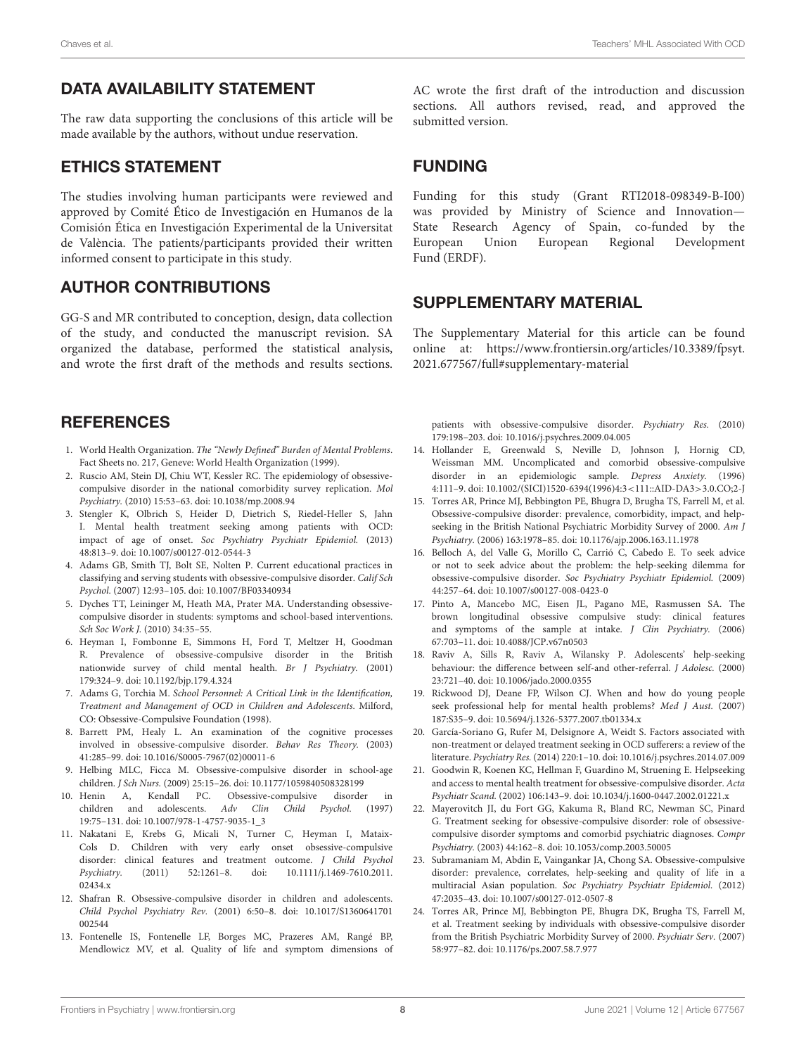## DATA AVAILABILITY STATEMENT

The raw data supporting the conclusions of this article will be made available by the authors, without undue reservation.

## ETHICS STATEMENT

The studies involving human participants were reviewed and approved by Comité Ético de Investigación en Humanos de la Comisión Ética en Investigación Experimental de la Universitat de València. The patients/participants provided their written informed consent to participate in this study.

## AUTHOR CONTRIBUTIONS

GG-S and MR contributed to conception, design, data collection of the study, and conducted the manuscript revision. SA organized the database, performed the statistical analysis, and wrote the first draft of the methods and results sections. AC wrote the first draft of the introduction and discussion sections. All authors revised, read, and approved the submitted version.

## FUNDING

Funding for this study (Grant RTI2018-098349-B-I00) was provided by Ministry of Science and Innovation—State Research Agency of Spain, co-funded by the European Union European Regional Development Fund (ERDF).

## SUPPLEMENTARY MATERIAL

The Supplementary Material for this article can be found online at: https://www.frontiersin.org/articles/10.3389/fpsyt.2021.677567/full#supplementary-material

## REFERENCES

1. World Health Organization. *The "Newly Defined" Burden of Mental Problems*. Fact Sheets no. 217, Geneve: World Health Organization (1999).
2. Ruscio AM, Stein DJ, Chiu WT, Kessler RC. The epidemiology of obsessive-compulsive disorder in the national comorbidity survey replication. *Mol Psychiatry.* (2010) 15:53–63. doi: 10.1038/mp.2008.94
3. Stengler K, Olbrich S, Heider D, Dietrich S, Riedel-Heller S, Jahn I. Mental health treatment seeking among patients with OCD: impact of age of onset. *Soc Psychiatry Psychiatr Epidemiol.* (2013) 48:813–9. doi: 10.1007/s00127-012-0544-3
4. Adams GB, Smith TJ, Bolt SE, Nolten P. Current educational practices in classifying and serving students with obsessive-compulsive disorder. *Calif Sch Psychol.* (2007) 12:93–105. doi: 10.1007/BF03340934
5. Dyches TT, Leininger M, Heath MA, Prater MA. Understanding obsessive-compulsive disorder in students: symptoms and school-based interventions. *Sch Soc Work J.* (2010) 34:35–55.
6. Heyman I, Fombonne E, Simmons H, Ford T, Meltzer H, Goodman R. Prevalence of obsessive-compulsive disorder in the British nationwide survey of child mental health. *Br J Psychiatry.* (2001) 179:324–9. doi: 10.1192/bjp.179.4.324
7. Adams G, Torchia M. *School Personnel: A Critical Link in the Identification, Treatment and Management of OCD in Children and Adolescents*. Milford, CO: Obsessive-Compulsive Foundation (1998).
8. Barrett PM, Healy L. An examination of the cognitive processes involved in obsessive-compulsive disorder. *Behav Res Theory.* (2003) 41:285–99. doi: 10.1016/S0005-7967(02)00011-6
9. Helbing MLC, Ficca M. Obsessive-compulsive disorder in school-age children. *J Sch Nurs.* (2009) 25:15–26. doi: 10.1177/1059840508328199
10. Henin A, Kendall PC. Obsessive-compulsive disorder in children and adolescents. *Adv Clin Child Psychol.* (1997) 19:75–131. doi: 10.1007/978-1-4757-9035-1_3
11. Nakatani E, Krebs G, Micali N, Turner C, Heyman I, Mataix-Cols D. Children with very early onset obsessive-compulsive disorder: clinical features and treatment outcome. *J Child Psychol Psychiatry.* (2011) 52:1261–8. doi: 10.1111/j.1469-7610.2011.02434.x
12. Shafran R. Obsessive-compulsive disorder in children and adolescents. *Child Psychol Psychiatry Rev.* (2001) 6:50–8. doi: 10.1017/S1360641701002544
13. Fontenelle IS, Fontenelle LF, Borges MC, Prazeres AM, Rangé BP, Mendlowicz MV, et al. Quality of life and symptom dimensions of patients with obsessive-compulsive disorder. *Psychiatry Res.* (2010) 179:198–203. doi: 10.1016/j.psychres.2009.04.005
14. Hollander E, Greenwald S, Neville D, Johnson J, Hornig CD, Weissman MM. Uncomplicated and comorbid obsessive-compulsive disorder in an epidemiologic sample. *Depress Anxiety.* (1996) 4:111–9. doi: 10.1002/(SICI)1520-6394(1996)4:3<111::AID-DA3>3.0.CO;2-J
15. Torres AR, Prince MJ, Bebbington PE, Bhugra D, Brugha TS, Farrell M, et al. Obsessive-compulsive disorder: prevalence, comorbidity, impact, and help-seeking in the British National Psychiatric Morbidity Survey of 2000. *Am J Psychiatry.* (2006) 163:1978–85. doi: 10.1176/ajp.2006.163.11.1978
16. Belloch A, del Valle G, Morillo C, Carrió C, Cabedo E. To seek advice or not to seek advice about the problem: the help-seeking dilemma for obsessive-compulsive disorder. *Soc Psychiatry Psychiatr Epidemiol.* (2009) 44:257–64. doi: 10.1007/s00127-008-0423-0
17. Pinto A, Mancebo MC, Eisen JL, Pagano ME, Rasmussen SA. The brown longitudinal obsessive compulsive study: clinical features and symptoms of the sample at intake. *J Clin Psychiatry.* (2006) 67:703–11. doi: 10.4088/JCP.v67n0503
18. Raviv A, Sills R, Raviv A, Wilansky P. Adolescents' help-seeking behaviour: the difference between self-and other-referral. *J Adolesc.* (2000) 23:721–40. doi: 10.1006/jado.2000.0355
19. Rickwood DJ, Deane FP, Wilson CJ. When and how do young people seek professional help for mental health problems? *Med J Aust.* (2007) 187:S35–9. doi: 10.5694/j.1326-5377.2007.tb01334.x
20. García-Soriano G, Rufer M, Delsignore A, Weidt S. Factors associated with non-treatment or delayed treatment seeking in OCD sufferers: a review of the literature. *Psychiatry Res.* (2014) 220:1–10. doi: 10.1016/j.psychres.2014.07.009
21. Goodwin R, Koenen KC, Hellman F, Guardino M, Struening E. Helpseeking and access to mental health treatment for obsessive-compulsive disorder. *Acta Psychiatr Scand.* (2002) 106:143–9. doi: 10.1034/j.1600-0447.2002.01221.x
22. Mayerovitch JI, du Fort GG, Kakuma R, Bland RC, Newman SC, Pinard G. Treatment seeking for obsessive-compulsive disorder: role of obsessive-compulsive disorder symptoms and comorbid psychiatric diagnoses. *Compr Psychiatry.* (2003) 44:162–8. doi: 10.1053/comp.2003.50005
23. Subramaniam M, Abdin E, Vaingankar JA, Chong SA. Obsessive-compulsive disorder: prevalence, correlates, help-seeking and quality of life in a multiracial Asian population. *Soc Psychiatry Psychiatr Epidemiol.* (2012) 47:2035–43. doi: 10.1007/s00127-012-0507-8
24. Torres AR, Prince MJ, Bebbington PE, Bhugra DK, Brugha TS, Farrell M, et al. Treatment seeking by individuals with obsessive-compulsive disorder from the British Psychiatric Morbidity Survey of 2000. *Psychiatr Serv.* (2007) 58:977–82. doi: 10.1176/ps.2007.58.7.977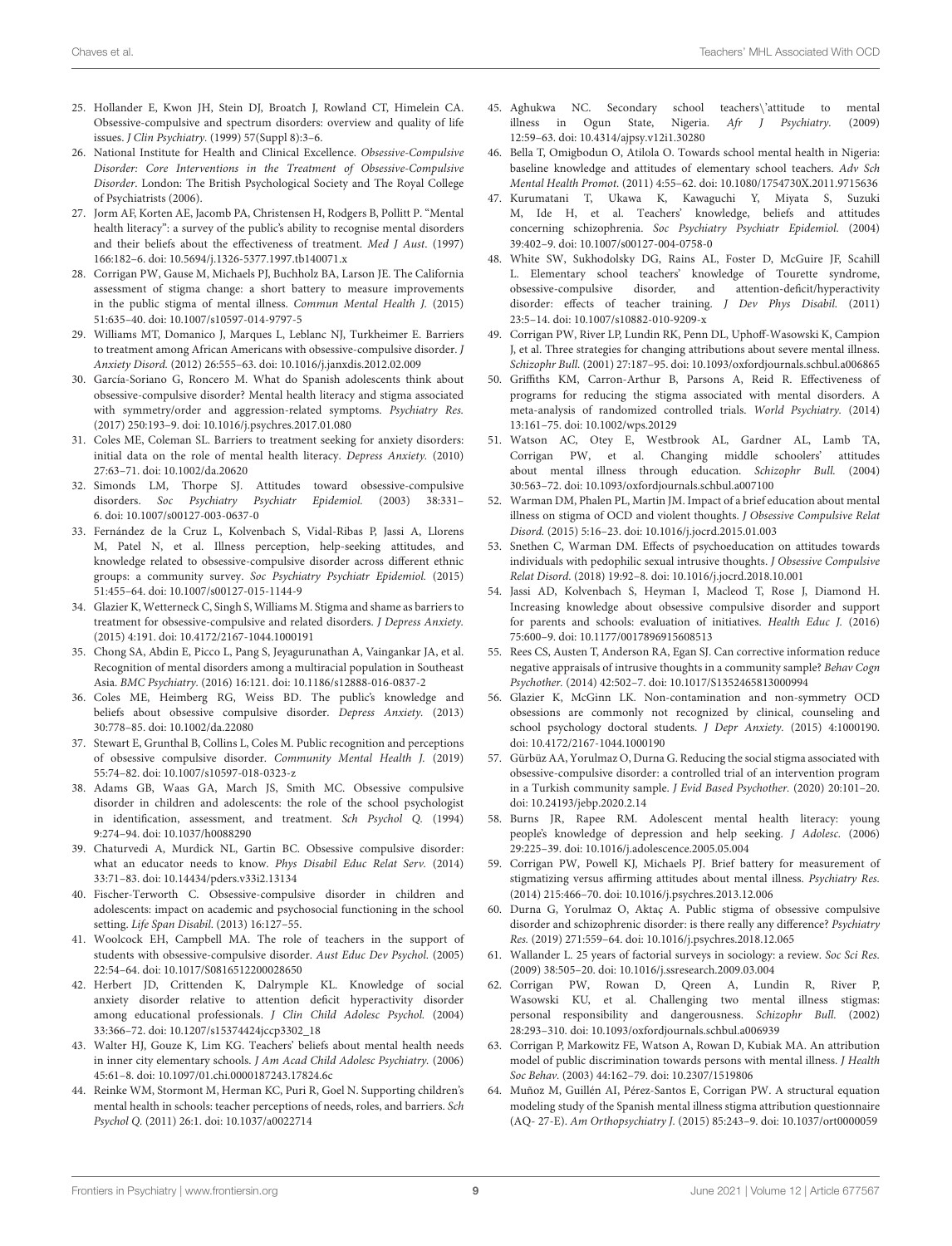25. Hollander E, Kwon JH, Stein DJ, Broatch J, Rowland CT, Himelein CA. Obsessive-compulsive and spectrum disorders: overview and quality of life issues. *J Clin Psychiatry.* (1999) 57(Suppl 8):3–6.
26. National Institute for Health and Clinical Excellence. *Obsessive-Compulsive Disorder: Core Interventions in the Treatment of Obsessive-Compulsive Disorder*. London: The British Psychological Society and The Royal College of Psychiatrists (2006).
27. Jorm AF, Korten AE, Jacomb PA, Christensen H, Rodgers B, Pollitt P. "Mental health literacy": a survey of the public's ability to recognise mental disorders and their beliefs about the effectiveness of treatment. *Med J Aust*. (1997) 166:182–6. doi: 10.5694/j.1326-5377.1997.tb140071.x
28. Corrigan PW, Gause M, Michaels PJ, Buchholz BA, Larson JE. The California assessment of stigma change: a short battery to measure improvements in the public stigma of mental illness. *Commun Mental Health J*. (2015) 51:635–40. doi: 10.1007/s10597-014-9797-5
29. Williams MT, Domanico J, Marques L, Leblanc NJ, Turkheimer E. Barriers to treatment among African Americans with obsessive-compulsive disorder. *J Anxiety Disord.* (2012) 26:555–63. doi: 10.1016/j.janxdis.2012.02.009
30. García-Soriano G, Roncero M. What do Spanish adolescents think about obsessive-compulsive disorder? Mental health literacy and stigma associated with symmetry/order and aggression-related symptoms. *Psychiatry Res.* (2017) 250:193–9. doi: 10.1016/j.psychres.2017.01.080
31. Coles ME, Coleman SL. Barriers to treatment seeking for anxiety disorders: initial data on the role of mental health literacy. *Depress Anxiety.* (2010) 27:63–71. doi: 10.1002/da.20620
32. Simonds LM, Thorpe SJ. Attitudes toward obsessive-compulsive disorders. *Soc Psychiatry Psychiatr Epidemiol.* (2003) 38:331–6. doi: 10.1007/s00127-003-0637-0
33. Fernández de la Cruz L, Kolvenbach S, Vidal-Ribas P, Jassi A, Llorens M, Patel N, et al. Illness perception, help-seeking attitudes, and knowledge related to obsessive-compulsive disorder across different ethnic groups: a community survey. *Soc Psychiatry Psychiatr Epidemiol.* (2015) 51:455–64. doi: 10.1007/s00127-015-1144-9
34. Glazier K, Wetterneck C, Singh S, Williams M. Stigma and shame as barriers to treatment for obsessive-compulsive and related disorders. *J Depress Anxiety.* (2015) 4:191. doi: 10.4172/2167-1044.1000191
35. Chong SA, Abdin E, Picco L, Pang S, Jeyagurunathan A, Vaingankar JA, et al. Recognition of mental disorders among a multiracial population in Southeast Asia. *BMC Psychiatry.* (2016) 16:121. doi: 10.1186/s12888-016-0837-2
36. Coles ME, Heimberg RG, Weiss BD. The public's knowledge and beliefs about obsessive compulsive disorder. *Depress Anxiety.* (2013) 30:778–85. doi: 10.1002/da.22080
37. Stewart E, Grunthal B, Collins L, Coles M. Public recognition and perceptions of obsessive compulsive disorder. *Community Mental Health J.* (2019) 55:74–82. doi: 10.1007/s10597-018-0323-z
38. Adams GB, Waas GA, March JS, Smith MC. Obsessive compulsive disorder in children and adolescents: the role of the school psychologist in identification, assessment, and treatment. *Sch Psychol Q.* (1994) 9:274–94. doi: 10.1037/h0088290
39. Chaturvedi A, Murdick NL, Gartin BC. Obsessive compulsive disorder: what an educator needs to know. *Phys Disabil Educ Relat Serv.* (2014) 33:71–83. doi: 10.14434/pders.v33i2.13134
40. Fischer-Terworth C. Obsessive-compulsive disorder in children and adolescents: impact on academic and psychosocial functioning in the school setting. *Life Span Disabil.* (2013) 16:127–55.
41. Woolcock EH, Campbell MA. The role of teachers in the support of students with obsessive-compulsive disorder. *Aust Educ Dev Psychol.* (2005) 22:54–64. doi: 10.1017/S0816512200028650
42. Herbert JD, Crittenden K, Dalrymple KL. Knowledge of social anxiety disorder relative to attention deficit hyperactivity disorder among educational professionals. *J Clin Child Adolesc Psychol.* (2004) 33:366–72. doi: 10.1207/s15374424jccp3302_18
43. Walter HJ, Gouze K, Lim KG. Teachers' beliefs about mental health needs in inner city elementary schools. *J Am Acad Child Adolesc Psychiatry.* (2006) 45:61–8. doi: 10.1097/01.chi.0000187243.17824.6c
44. Reinke WM, Stormont M, Herman KC, Puri R, Goel N. Supporting children's mental health in schools: teacher perceptions of needs, roles, and barriers. *Sch Psychol Q.* (2011) 26:1. doi: 10.1037/a0022714
45. Aghukwa NC. Secondary school teachers\'attitude to mental illness in Ogun State, Nigeria. *Afr J Psychiatry.* (2009) 12:59–63. doi: 10.4314/ajpsy.v12i1.30280
46. Bella T, Omigbodun O, Atilola O. Towards school mental health in Nigeria: baseline knowledge and attitudes of elementary school teachers. *Adv Sch Mental Health Promot.* (2011) 4:55–62. doi: 10.1080/1754730X.2011.9715636
47. Kurumatani T, Ukawa K, Kawaguchi Y, Miyata S, Suzuki M, Ide H, et al. Teachers' knowledge, beliefs and attitudes concerning schizophrenia. *Soc Psychiatry Psychiatr Epidemiol.* (2004) 39:402–9. doi: 10.1007/s00127-004-0758-0
48. White SW, Sukhodolsky DG, Rains AL, Foster D, McGuire JF, Scahill L. Elementary school teachers' knowledge of Tourette syndrome, obsessive-compulsive disorder, and attention-deficit/hyperactivity disorder: effects of teacher training. *J Dev Phys Disabil.* (2011) 23:5–14. doi: 10.1007/s10882-010-9209-x
49. Corrigan PW, River LP, Lundin RK, Penn DL, Uphoff-Wasowski K, Campion J, et al. Three strategies for changing attributions about severe mental illness. *Schizophr Bull.* (2001) 27:187–95. doi: 10.1093/oxfordjournals.schbul.a006865
50. Griffiths KM, Carron-Arthur B, Parsons A, Reid R. Effectiveness of programs for reducing the stigma associated with mental disorders. A meta-analysis of randomized controlled trials. *World Psychiatry.* (2014) 13:161–75. doi: 10.1002/wps.20129
51. Watson AC, Otey E, Westbrook AL, Gardner AL, Lamb TA, Corrigan PW, et al. Changing middle schoolers' attitudes about mental illness through education. *Schizophr Bull.* (2004) 30:563–72. doi: 10.1093/oxfordjournals.schbul.a007100
52. Warman DM, Phalen PL, Martin JM. Impact of a brief education about mental illness on stigma of OCD and violent thoughts. *J Obsessive Compulsive Relat Disord.* (2015) 5:16–23. doi: 10.1016/j.jocrd.2015.01.003
53. Snethen C, Warman DM. Effects of psychoeducation on attitudes towards individuals with pedophilic sexual intrusive thoughts. *J Obsessive Compulsive Relat Disord.* (2018) 19:92–8. doi: 10.1016/j.jocrd.2018.10.001
54. Jassi AD, Kolvenbach S, Heyman I, Macleod T, Rose J, Diamond H. Increasing knowledge about obsessive compulsive disorder and support for parents and schools: evaluation of initiatives. *Health Educ J.* (2016) 75:600–9. doi: 10.1177/0017896915608513
55. Rees CS, Austen T, Anderson RA, Egan SJ. Can corrective information reduce negative appraisals of intrusive thoughts in a community sample? *Behav Cogn Psychother.* (2014) 42:502–7. doi: 10.1017/S1352465813000994
56. Glazier K, McGinn LK. Non-contamination and non-symmetry OCD obsessions are commonly not recognized by clinical, counseling and school psychology doctoral students. *J Depr Anxiety.* (2015) 4:1000190. doi: 10.4172/2167-1044.1000190
57. Gürbüz AA, Yorulmaz O, Durna G. Reducing the social stigma associated with obsessive-compulsive disorder: a controlled trial of an intervention program in a Turkish community sample. *J Evid Based Psychother.* (2020) 20:101–20. doi: 10.24193/jebp.2020.2.14
58. Burns JR, Rapee RM. Adolescent mental health literacy: young people's knowledge of depression and help seeking. *J Adolesc.* (2006) 29:225–39. doi: 10.1016/j.adolescence.2005.05.004
59. Corrigan PW, Powell KJ, Michaels PJ. Brief battery for measurement of stigmatizing versus affirming attitudes about mental illness. *Psychiatry Res.* (2014) 215:466–70. doi: 10.1016/j.psychres.2013.12.006
60. Durna G, Yorulmaz O, Aktaç A. Public stigma of obsessive compulsive disorder and schizophrenic disorder: is there really any difference? *Psychiatry Res.* (2019) 271:559–64. doi: 10.1016/j.psychres.2018.12.065
61. Wallander L. 25 years of factorial surveys in sociology: a review. *Soc Sci Res.* (2009) 38:505–20. doi: 10.1016/j.ssresearch.2009.03.004
62. Corrigan PW, Rowan D, Qreen A, Lundin R, River P, Wasowski KU, et al. Challenging two mental illness stigmas: personal responsibility and dangerousness. *Schizophr Bull.* (2002) 28:293–310. doi: 10.1093/oxfordjournals.schbul.a006939
63. Corrigan P, Markowitz FE, Watson A, Rowan D, Kubiak MA. An attribution model of public discrimination towards persons with mental illness. *J Health Soc Behav.* (2003) 44:162–79. doi: 10.2307/1519806
64. Muñoz M, Guillén AI, Pérez-Santos E, Corrigan PW. A structural equation modeling study of the Spanish mental illness stigma attribution questionnaire (AQ- 27-E). *Am Orthopsychiatry J.* (2015) 85:243–9. doi: 10.1037/ort0000059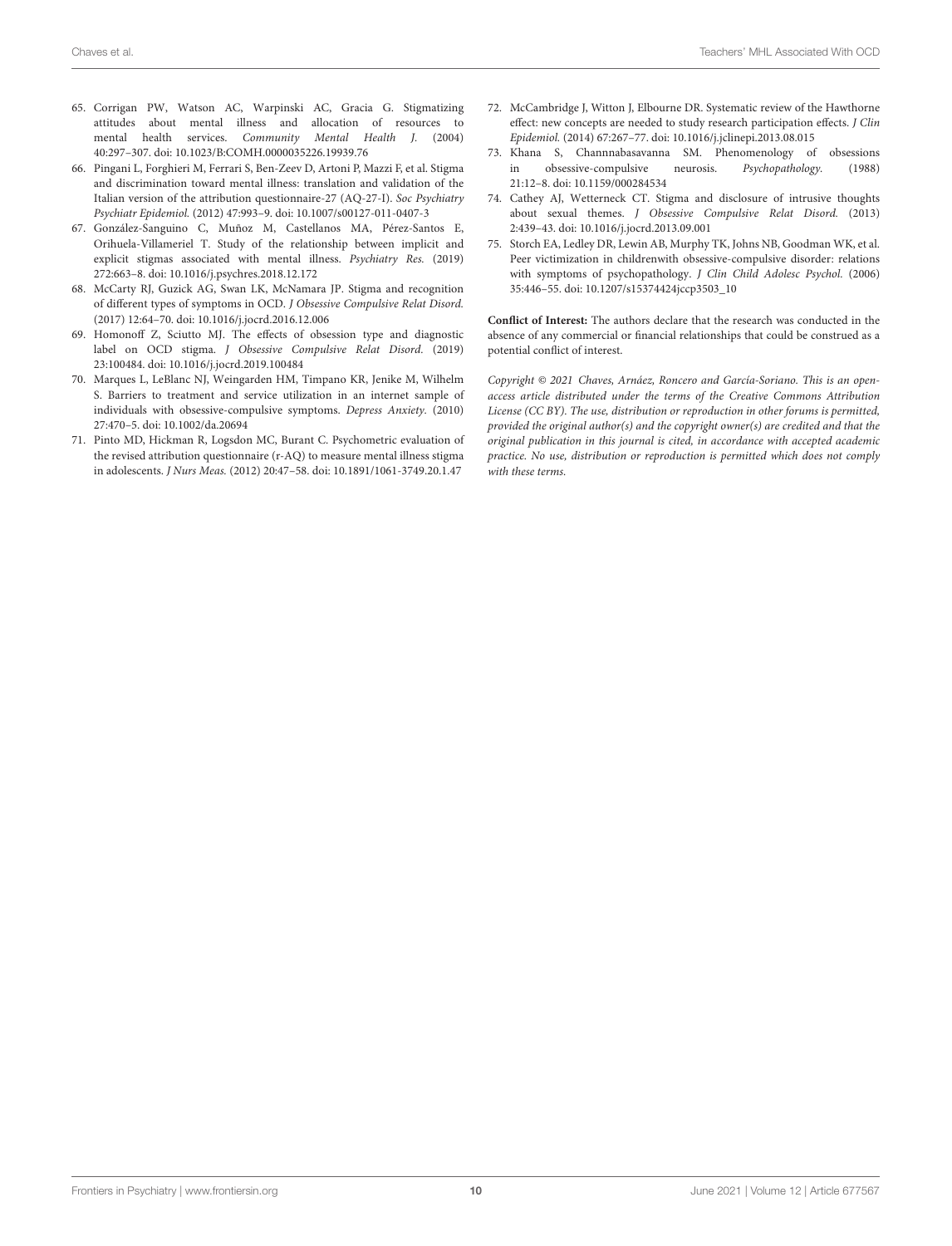65. Corrigan PW, Watson AC, Warpinski AC, Gracia G. Stigmatizing attitudes about mental illness and allocation of resources to mental health services. *Community Mental Health J.* (2004) 40:297–307. doi: 10.1023/B:COMH.0000035226.19939.76
66. Pingani L, Forghieri M, Ferrari S, Ben-Zeev D, Artoni P, Mazzi F, et al. Stigma and discrimination toward mental illness: translation and validation of the Italian version of the attribution questionnaire-27 (AQ-27-I). *Soc Psychiatry Psychiatr Epidemiol.* (2012) 47:993–9. doi: 10.1007/s00127-011-0407-3
67. González-Sanguino C, Muñoz M, Castellanos MA, Pérez-Santos E, Orihuela-Villameriel T. Study of the relationship between implicit and explicit stigmas associated with mental illness. *Psychiatry Res.* (2019) 272:663–8. doi: 10.1016/j.psychres.2018.12.172
68. McCarty RJ, Guzick AG, Swan LK, McNamara JP. Stigma and recognition of different types of symptoms in OCD. *J Obsessive Compulsive Relat Disord.* (2017) 12:64–70. doi: 10.1016/j.jocrd.2016.12.006
69. Homonoff Z, Sciutto MJ. The effects of obsession type and diagnostic label on OCD stigma. *J Obsessive Compulsive Relat Disord.* (2019) 23:100484. doi: 10.1016/j.jocrd.2019.100484
70. Marques L, LeBlanc NJ, Weingarden HM, Timpano KR, Jenike M, Wilhelm S. Barriers to treatment and service utilization in an internet sample of individuals with obsessive-compulsive symptoms. *Depress Anxiety.* (2010) 27:470–5. doi: 10.1002/da.20694
71. Pinto MD, Hickman R, Logsdon MC, Burant C. Psychometric evaluation of the revised attribution questionnaire (r-AQ) to measure mental illness stigma in adolescents. *J Nurs Meas.* (2012) 20:47–58. doi: 10.1891/1061-3749.20.1.47
72. McCambridge J, Witton J, Elbourne DR. Systematic review of the Hawthorne effect: new concepts are needed to study research participation effects. *J Clin Epidemiol.* (2014) 67:267–77. doi: 10.1016/j.jclinepi.2013.08.015
73. Khana S, Channnabasavanna SM. Phenomenology of obsessions in obsessive-compulsive neurosis. *Psychopathology.* (1988) 21:12–8. doi: 10.1159/000284534
74. Cathey AJ, Wetterneck CT. Stigma and disclosure of intrusive thoughts about sexual themes. *J Obsessive Compulsive Relat Disord.* (2013) 2:439–43. doi: 10.1016/j.jocrd.2013.09.001
75. Storch EA, Ledley DR, Lewin AB, Murphy TK, Johns NB, Goodman WK, et al. Peer victimization in childrenwith obsessive-compulsive disorder: relations with symptoms of psychopathology. *J Clin Child Adolesc Psychol.* (2006) 35:446–55. doi: 10.1207/s15374424jccp3503_10

**Conflict of Interest:** The authors declare that the research was conducted in the absence of any commercial or financial relationships that could be construed as a potential conflict of interest.

*Copyright © 2021 Chaves, Arnáez, Roncero and García-Soriano. This is an open-access article distributed under the terms of the Creative Commons Attribution License (CC BY). The use, distribution or reproduction in other forums is permitted, provided the original author(s) and the copyright owner(s) are credited and that the original publication in this journal is cited, in accordance with accepted academic practice. No use, distribution or reproduction is permitted which does not comply with these terms.*